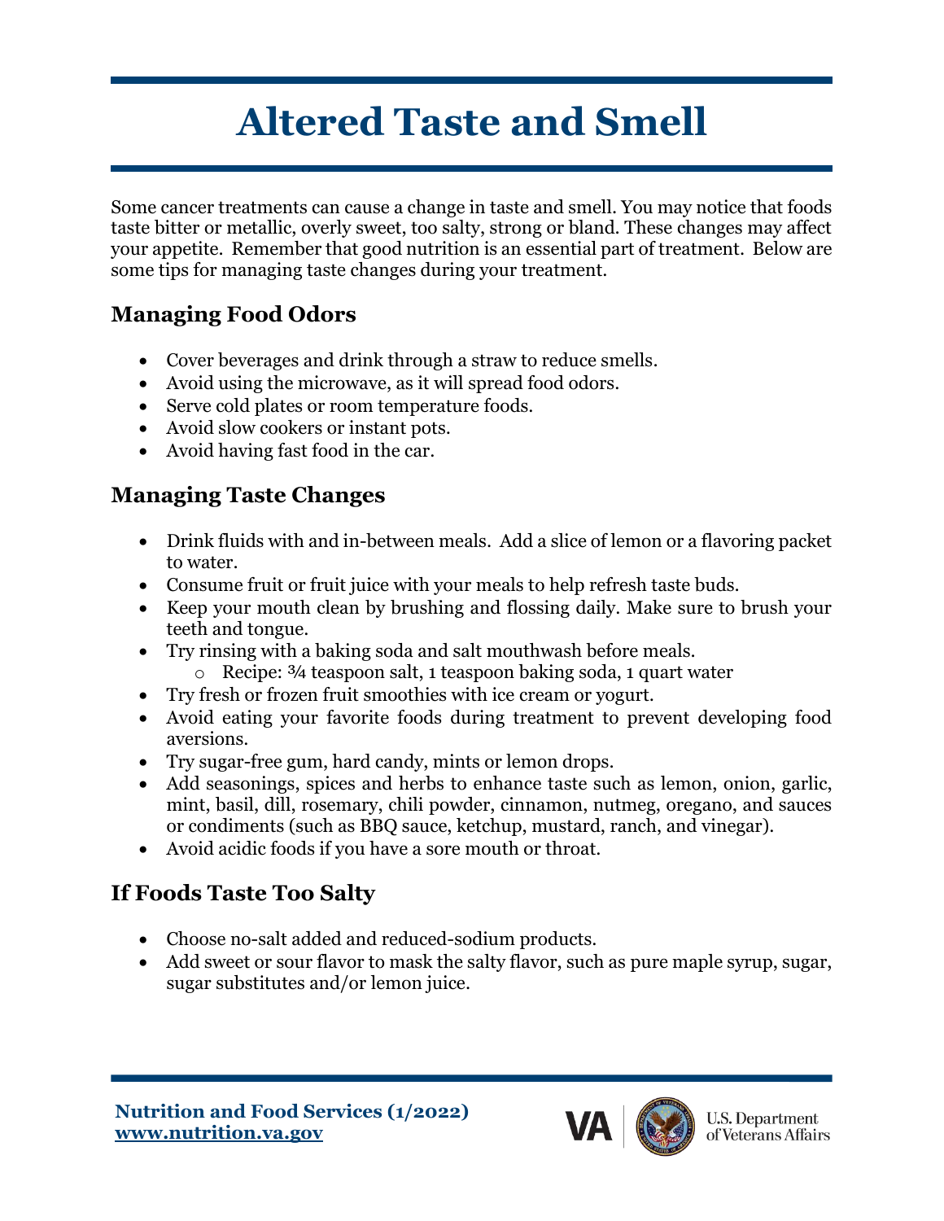# Altered Taste and Smell

Some cancer treatments can cause a change in taste and smell. You may notice that foods taste bitter or metallic, overly sweet, too salty, strong or bland. These changes may affect your appetite. Remember that good nutrition is an essential part of treatment. Below are some tips for managing taste changes during your treatment.

## Managing Food Odors

- Cover beverages and drink through a straw to reduce smells.
- Avoid using the microwave, as it will spread food odors.
- Serve cold plates or room temperature foods.
- Avoid slow cookers or instant pots.
- Avoid having fast food in the car.

## Managing Taste Changes

- Drink fluids with and in-between meals. Add a slice of lemon or a flavoring packet to water.
- Consume fruit or fruit juice with your meals to help refresh taste buds.
- Keep your mouth clean by brushing and flossing daily. Make sure to brush your teeth and tongue.
- Try rinsing with a baking soda and salt mouthwash before meals.
    - Recipe: ¾ teaspoon salt, 1 teaspoon baking soda, 1 quart water
- Try fresh or frozen fruit smoothies with ice cream or yogurt.
- Avoid eating your favorite foods during treatment to prevent developing food aversions.
- Try sugar-free gum, hard candy, mints or lemon drops.
- Add seasonings, spices and herbs to enhance taste such as lemon, onion, garlic, mint, basil, dill, rosemary, chili powder, cinnamon, nutmeg, oregano, and sauces or condiments (such as BBQ sauce, ketchup, mustard, ranch, and vinegar).
- Avoid acidic foods if you have a sore mouth or throat.

## If Foods Taste Too Salty

- Choose no-salt added and reduced-sodium products.
- Add sweet or sour flavor to mask the salty flavor, such as pure maple syrup, sugar, sugar substitutes and/or lemon juice.

**Nutrition and Food Services (1/2022)**
**www.nutrition.va.gov**

VA | U.S. Department of Veterans Affairs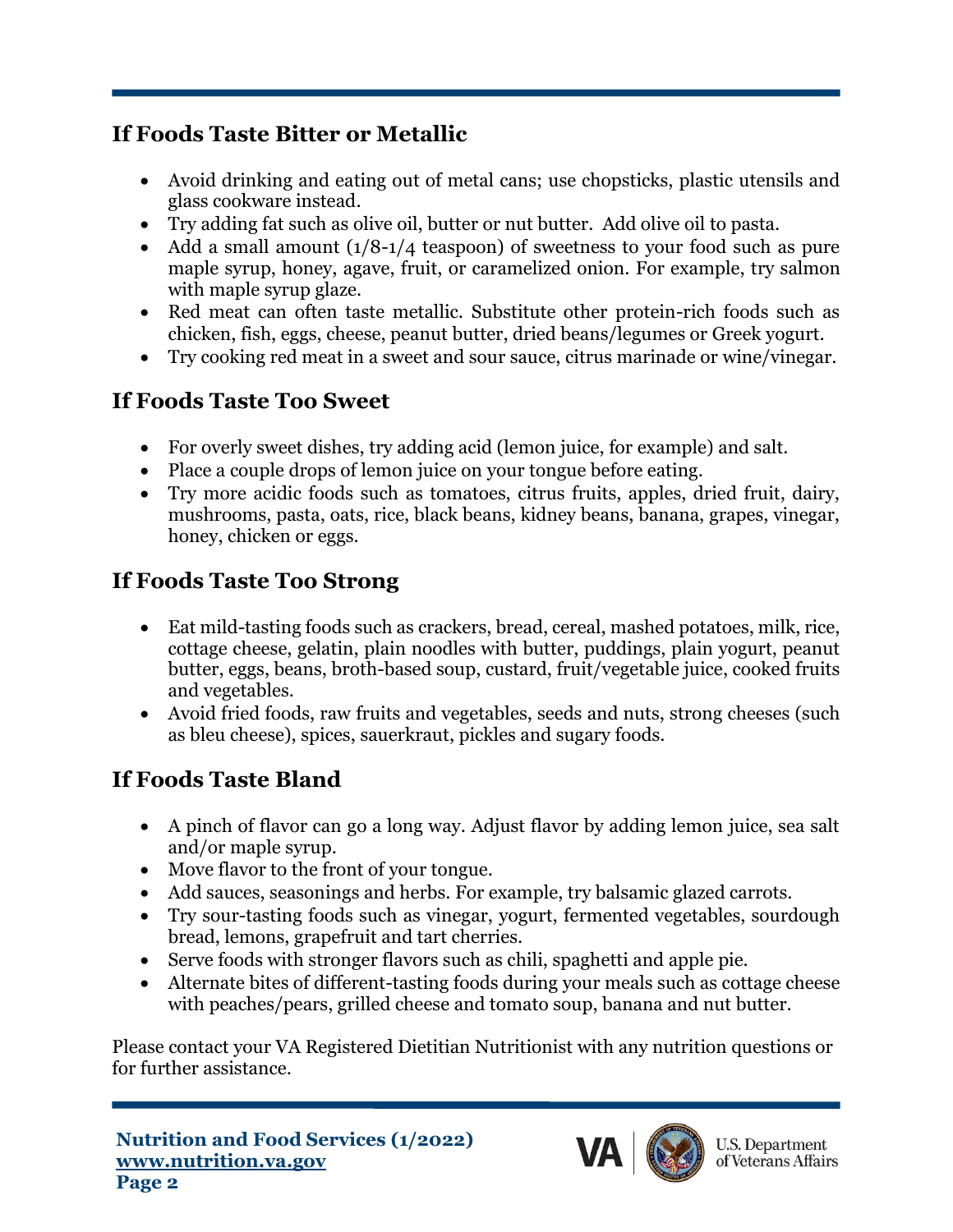## If Foods Taste Bitter or Metallic

- Avoid drinking and eating out of metal cans; use chopsticks, plastic utensils and glass cookware instead.
- Try adding fat such as olive oil, butter or nut butter. Add olive oil to pasta.
- Add a small amount (1/8-1/4 teaspoon) of sweetness to your food such as pure maple syrup, honey, agave, fruit, or caramelized onion. For example, try salmon with maple syrup glaze.
- Red meat can often taste metallic. Substitute other protein-rich foods such as chicken, fish, eggs, cheese, peanut butter, dried beans/legumes or Greek yogurt.
- Try cooking red meat in a sweet and sour sauce, citrus marinade or wine/vinegar.

## If Foods Taste Too Sweet

- For overly sweet dishes, try adding acid (lemon juice, for example) and salt.
- Place a couple drops of lemon juice on your tongue before eating.
- Try more acidic foods such as tomatoes, citrus fruits, apples, dried fruit, dairy, mushrooms, pasta, oats, rice, black beans, kidney beans, banana, grapes, vinegar, honey, chicken or eggs.

## If Foods Taste Too Strong

- Eat mild-tasting foods such as crackers, bread, cereal, mashed potatoes, milk, rice, cottage cheese, gelatin, plain noodles with butter, puddings, plain yogurt, peanut butter, eggs, beans, broth-based soup, custard, fruit/vegetable juice, cooked fruits and vegetables.
- Avoid fried foods, raw fruits and vegetables, seeds and nuts, strong cheeses (such as bleu cheese), spices, sauerkraut, pickles and sugary foods.

## If Foods Taste Bland

- A pinch of flavor can go a long way. Adjust flavor by adding lemon juice, sea salt and/or maple syrup.
- Move flavor to the front of your tongue.
- Add sauces, seasonings and herbs. For example, try balsamic glazed carrots.
- Try sour-tasting foods such as vinegar, yogurt, fermented vegetables, sourdough bread, lemons, grapefruit and tart cherries.
- Serve foods with stronger flavors such as chili, spaghetti and apple pie.
- Alternate bites of different-tasting foods during your meals such as cottage cheese with peaches/pears, grilled cheese and tomato soup, banana and nut butter.

Please contact your VA Registered Dietitian Nutritionist with any nutrition questions or for further assistance.

**Nutrition and Food Services (1/2022)**
**www.nutrition.va.gov**

VA | U.S. Department of Veterans Affairs